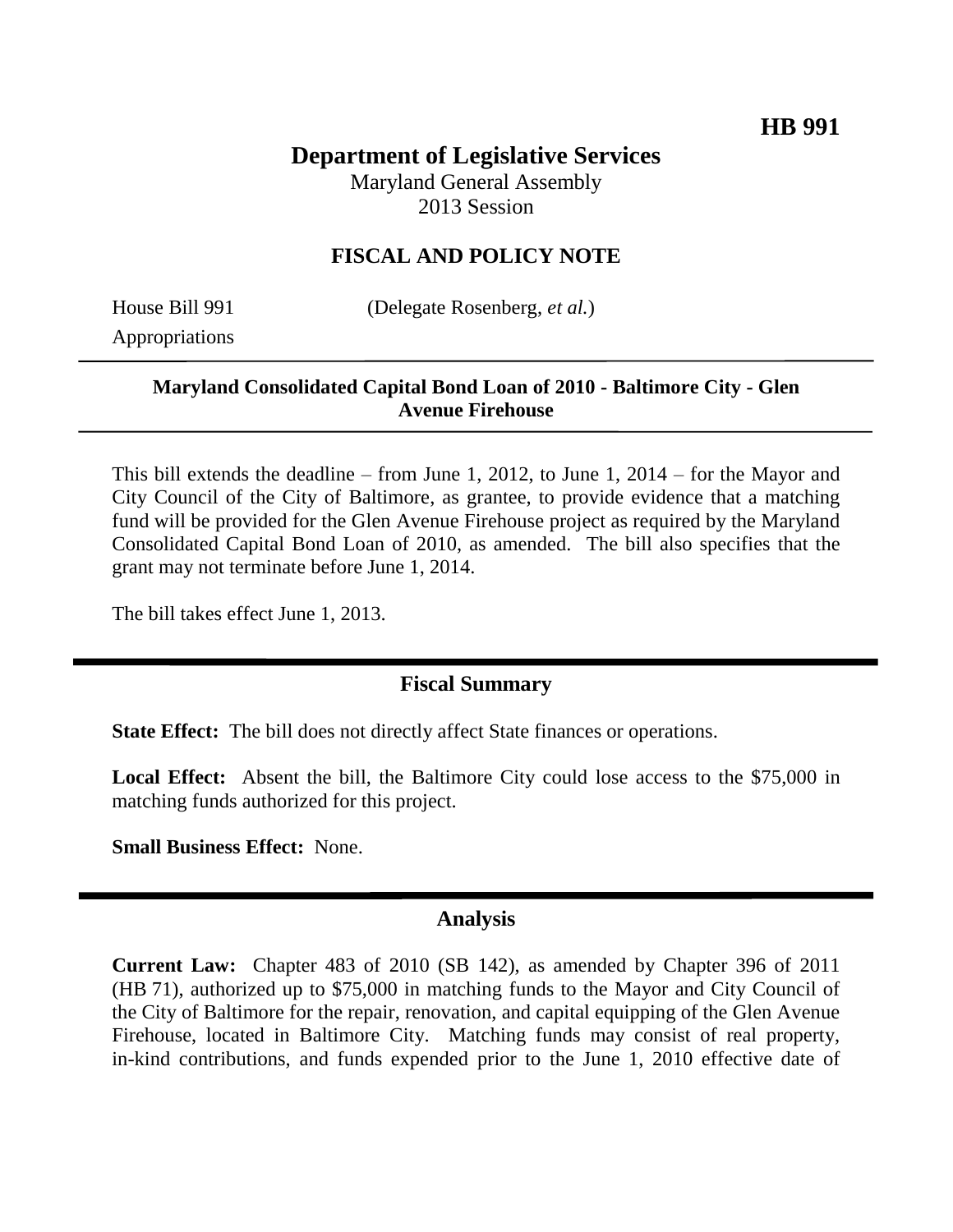**HB 991**

# Department of Legislative Services

Maryland General Assembly
2013 Session

## FISCAL AND POLICY NOTE

House Bill 991 (Delegate Rosenberg, *et al.*)
Appropriations

---

**Maryland Consolidated Capital Bond Loan of 2010 - Baltimore City - Glen Avenue Firehouse**

---

This bill extends the deadline – from June 1, 2012, to June 1, 2014 – for the Mayor and City Council of the City of Baltimore, as grantee, to provide evidence that a matching fund will be provided for the Glen Avenue Firehouse project as required by the Maryland Consolidated Capital Bond Loan of 2010, as amended. The bill also specifies that the grant may not terminate before June 1, 2014.

The bill takes effect June 1, 2013.

---

## Fiscal Summary

**State Effect:** The bill does not directly affect State finances or operations.

**Local Effect:** Absent the bill, the Baltimore City could lose access to the $75,000 in matching funds authorized for this project.

**Small Business Effect:** None.

---

## Analysis

**Current Law:** Chapter 483 of 2010 (SB 142), as amended by Chapter 396 of 2011 (HB 71), authorized up to $75,000 in matching funds to the Mayor and City Council of the City of Baltimore for the repair, renovation, and capital equipping of the Glen Avenue Firehouse, located in Baltimore City. Matching funds may consist of real property, in-kind contributions, and funds expended prior to the June 1, 2010 effective date of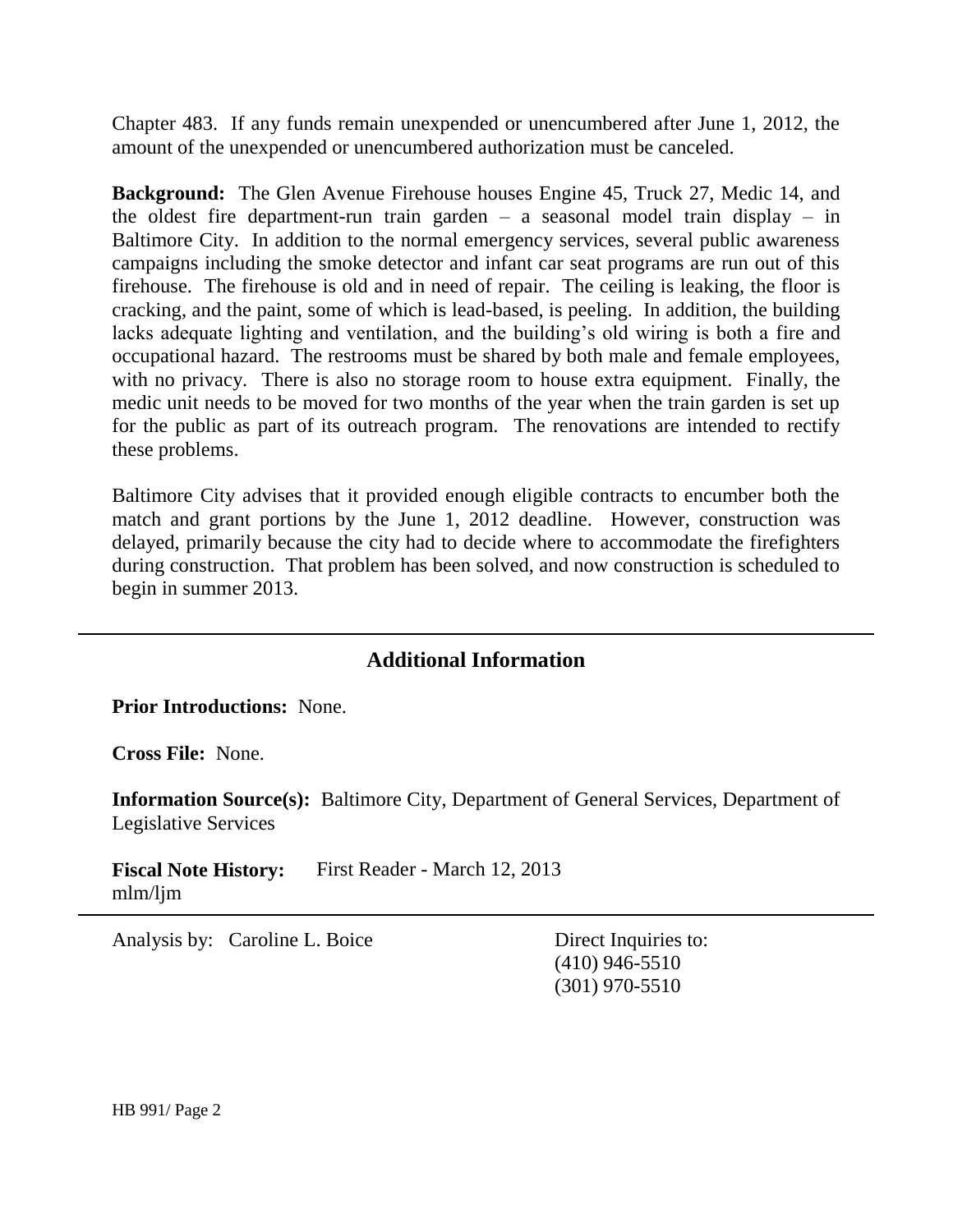Chapter 483. If any funds remain unexpended or unencumbered after June 1, 2012, the amount of the unexpended or unencumbered authorization must be canceled.

**Background:** The Glen Avenue Firehouse houses Engine 45, Truck 27, Medic 14, and the oldest fire department-run train garden – a seasonal model train display – in Baltimore City. In addition to the normal emergency services, several public awareness campaigns including the smoke detector and infant car seat programs are run out of this firehouse. The firehouse is old and in need of repair. The ceiling is leaking, the floor is cracking, and the paint, some of which is lead-based, is peeling. In addition, the building lacks adequate lighting and ventilation, and the building's old wiring is both a fire and occupational hazard. The restrooms must be shared by both male and female employees, with no privacy. There is also no storage room to house extra equipment. Finally, the medic unit needs to be moved for two months of the year when the train garden is set up for the public as part of its outreach program. The renovations are intended to rectify these problems.

Baltimore City advises that it provided enough eligible contracts to encumber both the match and grant portions by the June 1, 2012 deadline. However, construction was delayed, primarily because the city had to decide where to accommodate the firefighters during construction. That problem has been solved, and now construction is scheduled to begin in summer 2013.

## Additional Information

**Prior Introductions:** None.

**Cross File:** None.

**Information Source(s):** Baltimore City, Department of General Services, Department of Legislative Services

**Fiscal Note History:** First Reader - March 12, 2013
mlm/ljm

Analysis by: Caroline L. Boice

Direct Inquiries to:
(410) 946-5510
(301) 970-5510